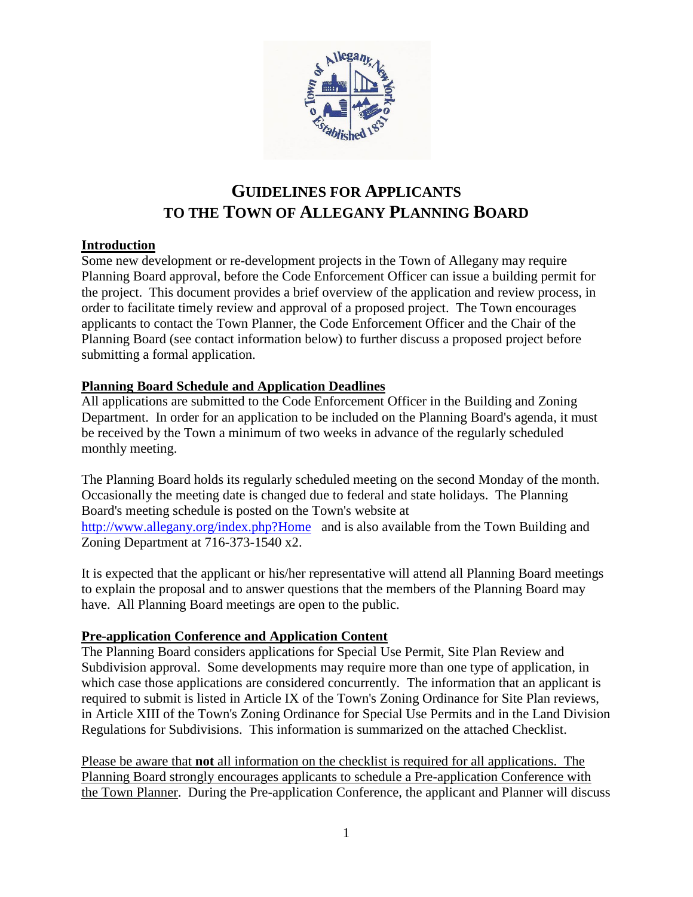# GUIDELINES FOR APPLICANTS TO THE TOWN OF ALLEGANY PLANNING BOARD

## Introduction

Some new development or re-development projects in the Town of Allegany may require Planning Board approval, before the Code Enforcement Officer can issue a building permit for the project. This document provides a brief overview of the application and review process, in order to facilitate timely review and approval of a proposed project. The Town encourages applicants to contact the Town Planner, the Code Enforcement Officer and the Chair of the Planning Board (see contact information below) to further discuss a proposed project before submitting a formal application.

## Planning Board Schedule and Application Deadlines

All applications are submitted to the Code Enforcement Officer in the Building and Zoning Department. In order for an application to be included on the Planning Board's agenda, it must be received by the Town a minimum of two weeks in advance of the regularly scheduled monthly meeting.

The Planning Board holds its regularly scheduled meeting on the second Monday of the month. Occasionally the meeting date is changed due to federal and state holidays. The Planning Board's meeting schedule is posted on the Town's website at http://www.allegany.org/index.php?Home and is also available from the Town Building and Zoning Department at 716-373-1540 x2.

It is expected that the applicant or his/her representative will attend all Planning Board meetings to explain the proposal and to answer questions that the members of the Planning Board may have. All Planning Board meetings are open to the public.

## Pre-application Conference and Application Content

The Planning Board considers applications for Special Use Permit, Site Plan Review and Subdivision approval. Some developments may require more than one type of application, in which case those applications are considered concurrently. The information that an applicant is required to submit is listed in Article IX of the Town's Zoning Ordinance for Site Plan reviews, in Article XIII of the Town's Zoning Ordinance for Special Use Permits and in the Land Division Regulations for Subdivisions. This information is summarized on the attached Checklist.

Please be aware that **not** all information on the checklist is required for all applications. The Planning Board strongly encourages applicants to schedule a Pre-application Conference with the Town Planner. During the Pre-application Conference, the applicant and Planner will discuss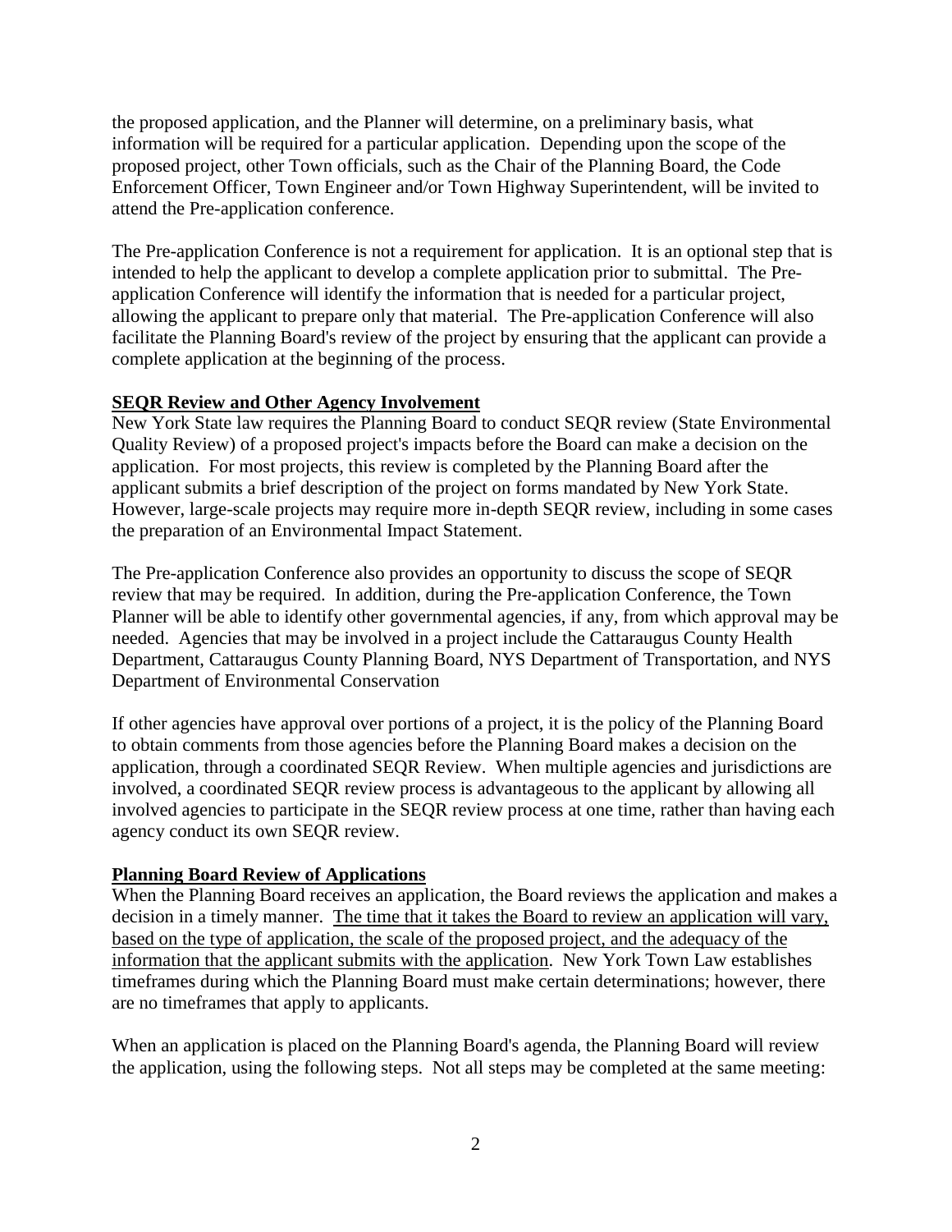the proposed application, and the Planner will determine, on a preliminary basis, what information will be required for a particular application. Depending upon the scope of the proposed project, other Town officials, such as the Chair of the Planning Board, the Code Enforcement Officer, Town Engineer and/or Town Highway Superintendent, will be invited to attend the Pre-application conference.

The Pre-application Conference is not a requirement for application. It is an optional step that is intended to help the applicant to develop a complete application prior to submittal. The Pre-application Conference will identify the information that is needed for a particular project, allowing the applicant to prepare only that material. The Pre-application Conference will also facilitate the Planning Board's review of the project by ensuring that the applicant can provide a complete application at the beginning of the process.

## SEQR Review and Other Agency Involvement

New York State law requires the Planning Board to conduct SEQR review (State Environmental Quality Review) of a proposed project's impacts before the Board can make a decision on the application. For most projects, this review is completed by the Planning Board after the applicant submits a brief description of the project on forms mandated by New York State. However, large-scale projects may require more in-depth SEQR review, including in some cases the preparation of an Environmental Impact Statement.

The Pre-application Conference also provides an opportunity to discuss the scope of SEQR review that may be required. In addition, during the Pre-application Conference, the Town Planner will be able to identify other governmental agencies, if any, from which approval may be needed. Agencies that may be involved in a project include the Cattaraugus County Health Department, Cattaraugus County Planning Board, NYS Department of Transportation, and NYS Department of Environmental Conservation

If other agencies have approval over portions of a project, it is the policy of the Planning Board to obtain comments from those agencies before the Planning Board makes a decision on the application, through a coordinated SEQR Review. When multiple agencies and jurisdictions are involved, a coordinated SEQR review process is advantageous to the applicant by allowing all involved agencies to participate in the SEQR review process at one time, rather than having each agency conduct its own SEQR review.

## Planning Board Review of Applications

When the Planning Board receives an application, the Board reviews the application and makes a decision in a timely manner. The time that it takes the Board to review an application will vary, based on the type of application, the scale of the proposed project, and the adequacy of the information that the applicant submits with the application. New York Town Law establishes timeframes during which the Planning Board must make certain determinations; however, there are no timeframes that apply to applicants.

When an application is placed on the Planning Board's agenda, the Planning Board will review the application, using the following steps. Not all steps may be completed at the same meeting: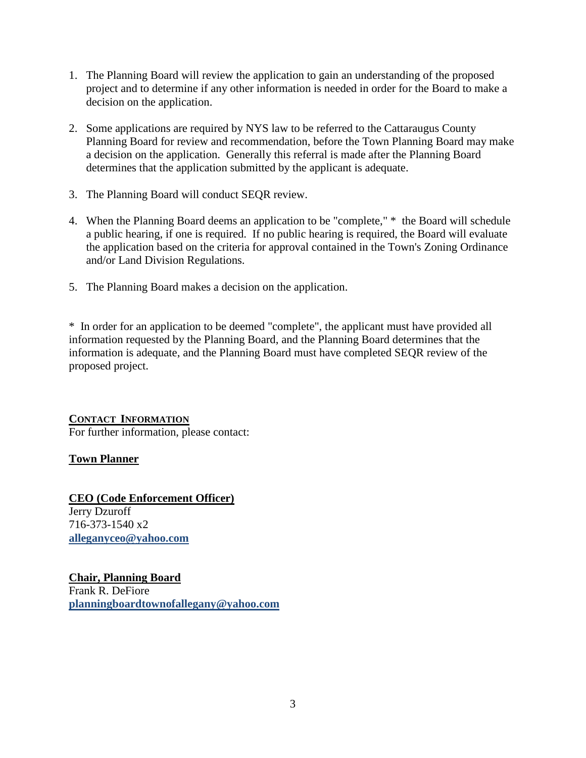1. The Planning Board will review the application to gain an understanding of the proposed project and to determine if any other information is needed in order for the Board to make a decision on the application.

2. Some applications are required by NYS law to be referred to the Cattaraugus County Planning Board for review and recommendation, before the Town Planning Board may make a decision on the application. Generally this referral is made after the Planning Board determines that the application submitted by the applicant is adequate.

3. The Planning Board will conduct SEQR review.

4. When the Planning Board deems an application to be "complete," * the Board will schedule a public hearing, if one is required. If no public hearing is required, the Board will evaluate the application based on the criteria for approval contained in the Town's Zoning Ordinance and/or Land Division Regulations.

5. The Planning Board makes a decision on the application.

* In order for an application to be deemed "complete", the applicant must have provided all information requested by the Planning Board, and the Planning Board determines that the information is adequate, and the Planning Board must have completed SEQR review of the proposed project.

**CONTACT INFORMATION**

For further information, please contact:

**Town Planner**

**CEO (Code Enforcement Officer)**
Jerry Dzuroff
716-373-1540 x2
**alleganyceo@yahoo.com**

**Chair, Planning Board**
Frank R. DeFiore
**planningboardtownofallegany@yahoo.com**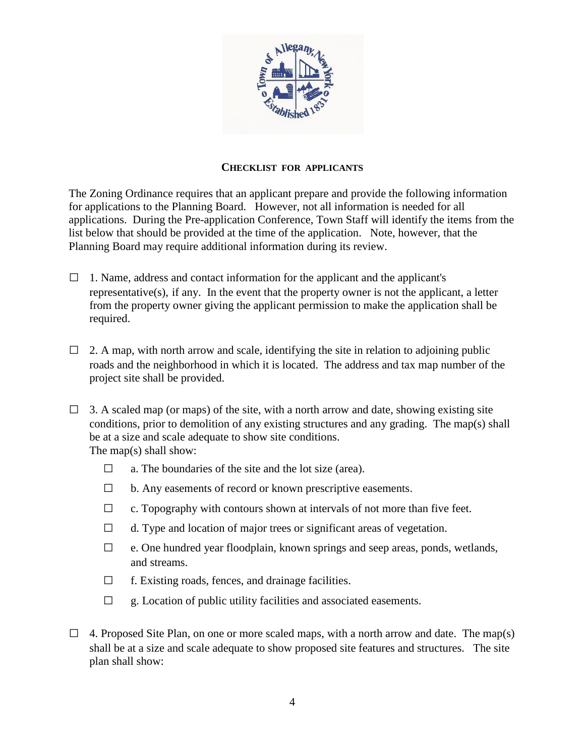## CHECKLIST FOR APPLICANTS

The Zoning Ordinance requires that an applicant prepare and provide the following information for applications to the Planning Board. However, not all information is needed for all applications. During the Pre-application Conference, Town Staff will identify the items from the list below that should be provided at the time of the application. Note, however, that the Planning Board may require additional information during its review.

- ☐ 1. Name, address and contact information for the applicant and the applicant's representative(s), if any. In the event that the property owner is not the applicant, a letter from the property owner giving the applicant permission to make the application shall be required.

- ☐ 2. A map, with north arrow and scale, identifying the site in relation to adjoining public roads and the neighborhood in which it is located. The address and tax map number of the project site shall be provided.

- ☐ 3. A scaled map (or maps) of the site, with a north arrow and date, showing existing site conditions, prior to demolition of any existing structures and any grading. The map(s) shall be at a size and scale adequate to show site conditions.
  The map(s) shall show:
  - ☐ a. The boundaries of the site and the lot size (area).
  - ☐ b. Any easements of record or known prescriptive easements.
  - ☐ c. Topography with contours shown at intervals of not more than five feet.
  - ☐ d. Type and location of major trees or significant areas of vegetation.
  - ☐ e. One hundred year floodplain, known springs and seep areas, ponds, wetlands, and streams.
  - ☐ f. Existing roads, fences, and drainage facilities.
  - ☐ g. Location of public utility facilities and associated easements.

- ☐ 4. Proposed Site Plan, on one or more scaled maps, with a north arrow and date. The map(s) shall be at a size and scale adequate to show proposed site features and structures. The site plan shall show: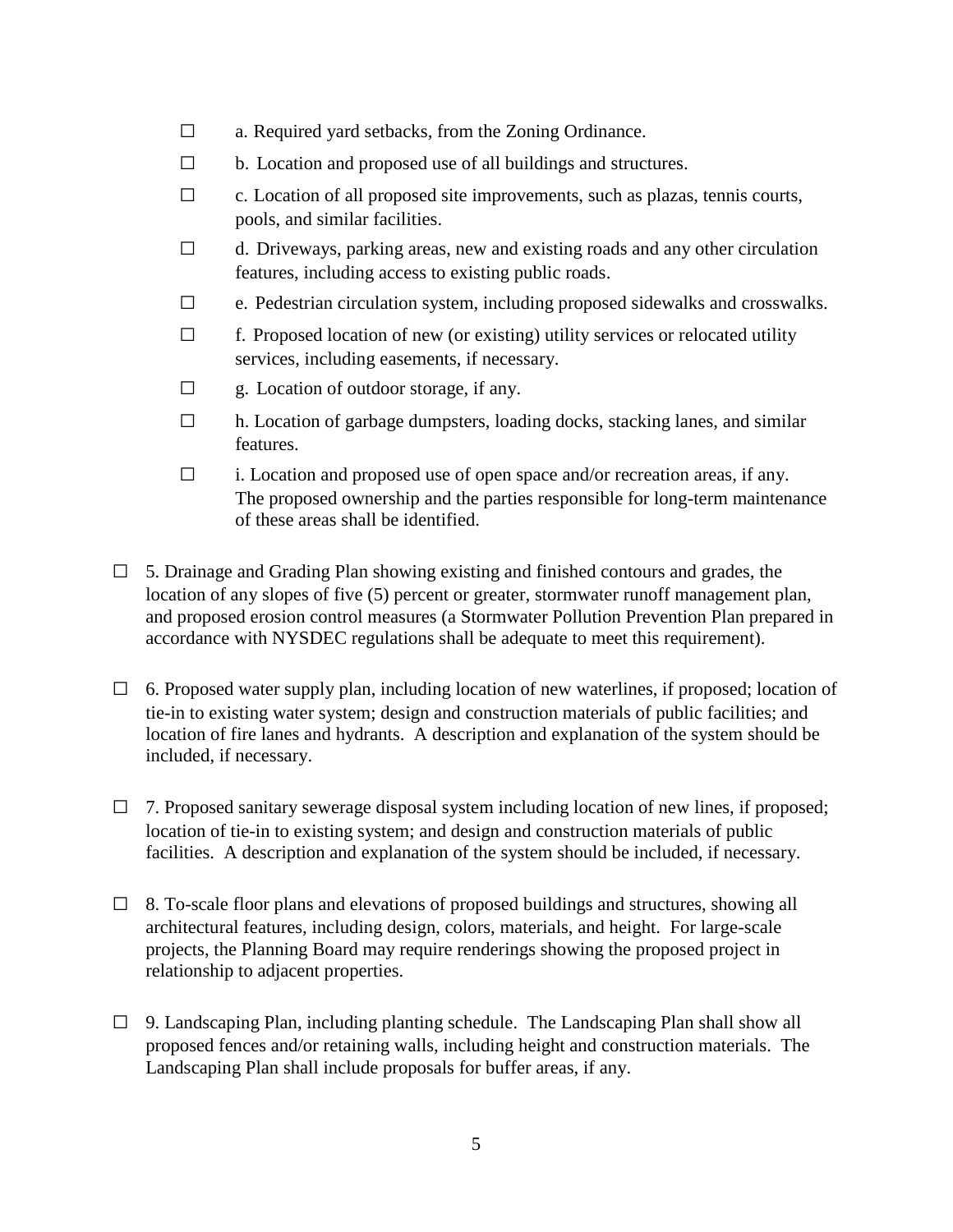- ☐ a. Required yard setbacks, from the Zoning Ordinance.
- ☐ b. Location and proposed use of all buildings and structures.
- ☐ c. Location of all proposed site improvements, such as plazas, tennis courts, pools, and similar facilities.
- ☐ d. Driveways, parking areas, new and existing roads and any other circulation features, including access to existing public roads.
- ☐ e. Pedestrian circulation system, including proposed sidewalks and crosswalks.
- ☐ f. Proposed location of new (or existing) utility services or relocated utility services, including easements, if necessary.
- ☐ g. Location of outdoor storage, if any.
- ☐ h. Location of garbage dumpsters, loading docks, stacking lanes, and similar features.
- ☐ i. Location and proposed use of open space and/or recreation areas, if any. The proposed ownership and the parties responsible for long-term maintenance of these areas shall be identified.

☐ 5. Drainage and Grading Plan showing existing and finished contours and grades, the location of any slopes of five (5) percent or greater, stormwater runoff management plan, and proposed erosion control measures (a Stormwater Pollution Prevention Plan prepared in accordance with NYSDEC regulations shall be adequate to meet this requirement).

☐ 6. Proposed water supply plan, including location of new waterlines, if proposed; location of tie-in to existing water system; design and construction materials of public facilities; and location of fire lanes and hydrants. A description and explanation of the system should be included, if necessary.

☐ 7. Proposed sanitary sewerage disposal system including location of new lines, if proposed; location of tie-in to existing system; and design and construction materials of public facilities. A description and explanation of the system should be included, if necessary.

☐ 8. To-scale floor plans and elevations of proposed buildings and structures, showing all architectural features, including design, colors, materials, and height. For large-scale projects, the Planning Board may require renderings showing the proposed project in relationship to adjacent properties.

☐ 9. Landscaping Plan, including planting schedule. The Landscaping Plan shall show all proposed fences and/or retaining walls, including height and construction materials. The Landscaping Plan shall include proposals for buffer areas, if any.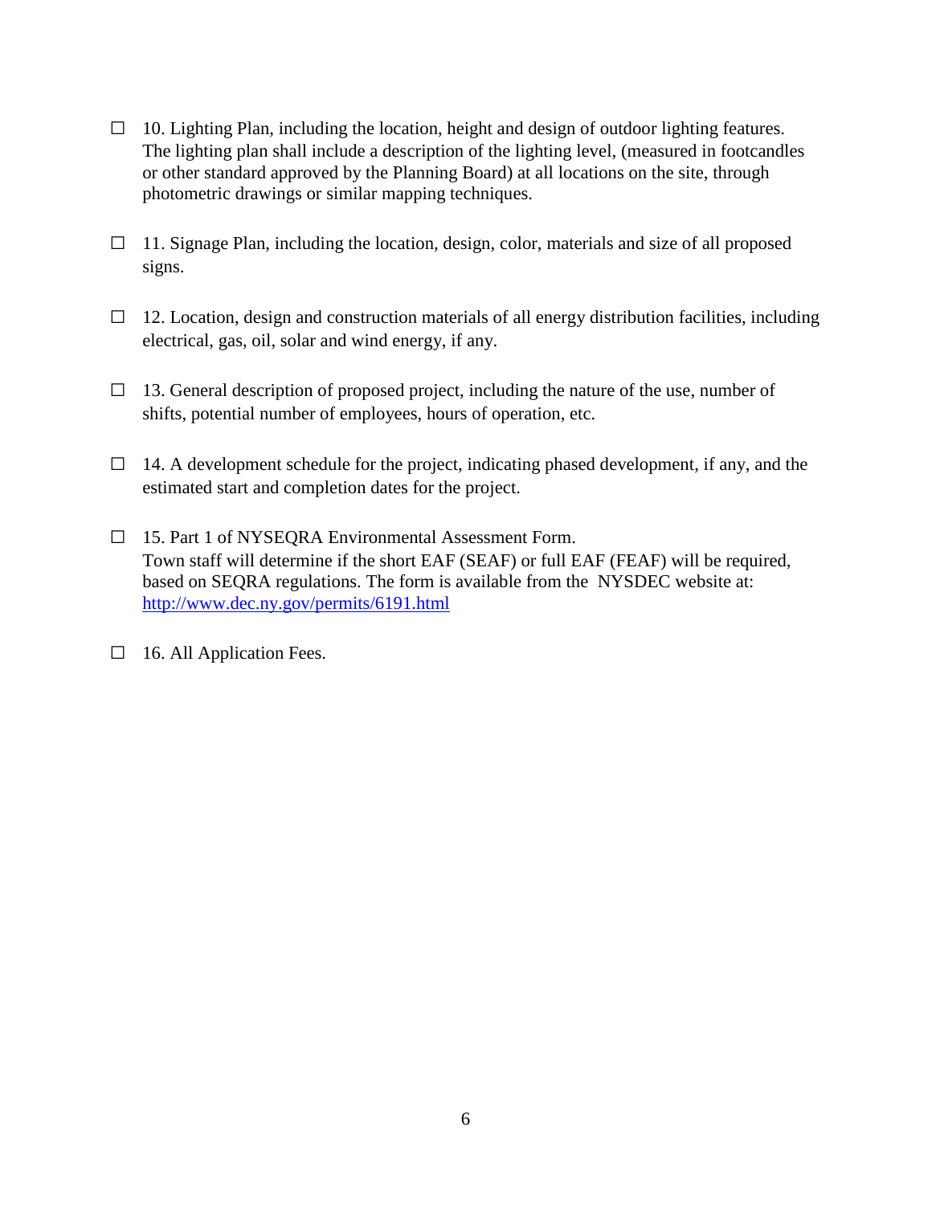☐ 10. Lighting Plan, including the location, height and design of outdoor lighting features. The lighting plan shall include a description of the lighting level, (measured in footcandles or other standard approved by the Planning Board) at all locations on the site, through photometric drawings or similar mapping techniques.

☐ 11. Signage Plan, including the location, design, color, materials and size of all proposed signs.

☐ 12. Location, design and construction materials of all energy distribution facilities, including electrical, gas, oil, solar and wind energy, if any.

☐ 13. General description of proposed project, including the nature of the use, number of shifts, potential number of employees, hours of operation, etc.

☐ 14. A development schedule for the project, indicating phased development, if any, and the estimated start and completion dates for the project.

☐ 15. Part 1 of NYSEQRA Environmental Assessment Form.
Town staff will determine if the short EAF (SEAF) or full EAF (FEAF) will be required, based on SEQRA regulations. The form is available from the NYSDEC website at: [http://www.dec.ny.gov/permits/6191.html](http://www.dec.ny.gov/permits/6191.html)

☐ 16. All Application Fees.